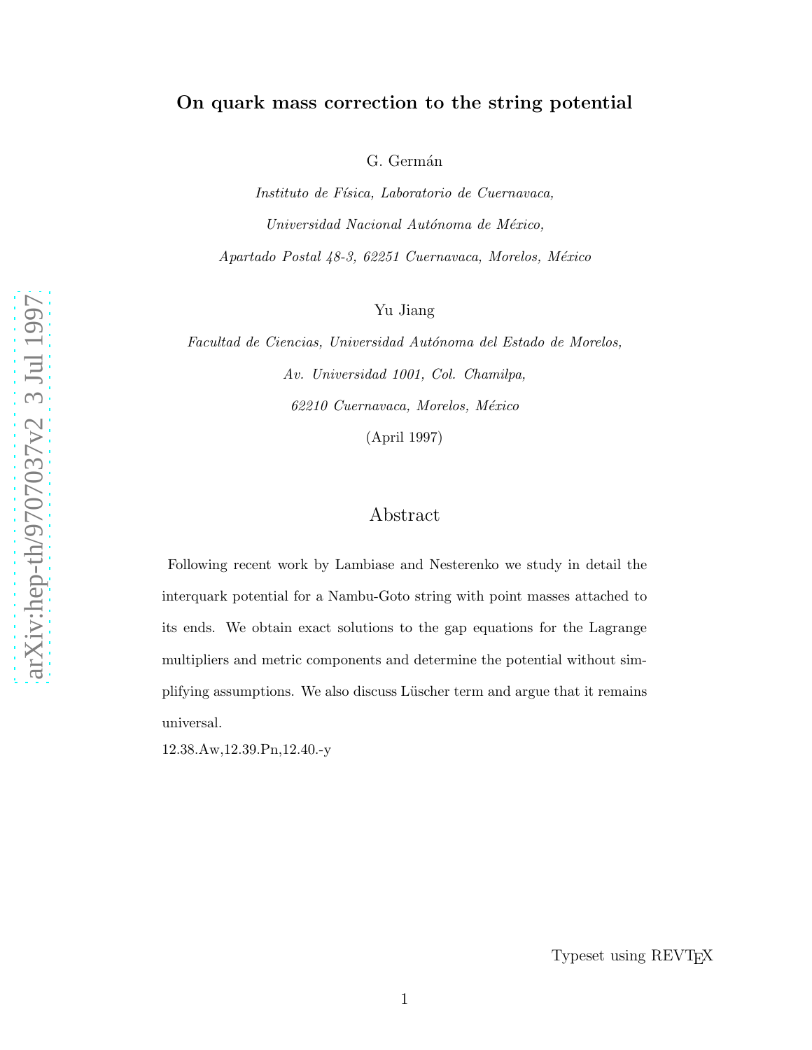# On quark mass correction to the string potential

G. Germán

*Instituto de Física, Laboratorio de Cuernavaca,*

*Universidad Nacional Autónoma de México,*

*Apartado Postal 48-3, 62251 Cuernavaca, Morelos, México*

Yu Jiang

*Facultad de Ciencias, Universidad Autónoma del Estado de Morelos,*

*Av. Universidad 1001, Col. Chamilpa,*

*62210 Cuernavaca, Morelos, México*

(April 1997)

## Abstract

Following recent work by Lambiase and Nesterenko we study in detail the interquark potential for a Nambu-Goto string with point masses attached to its ends. We obtain exact solutions to the gap equations for the Lagrange multipliers and metric components and determine the potential without simplifying assumptions. We also discuss Lüscher term and argue that it remains universal.

12.38.Aw,12.39.Pn,12.40.-y

Typeset using REVTEX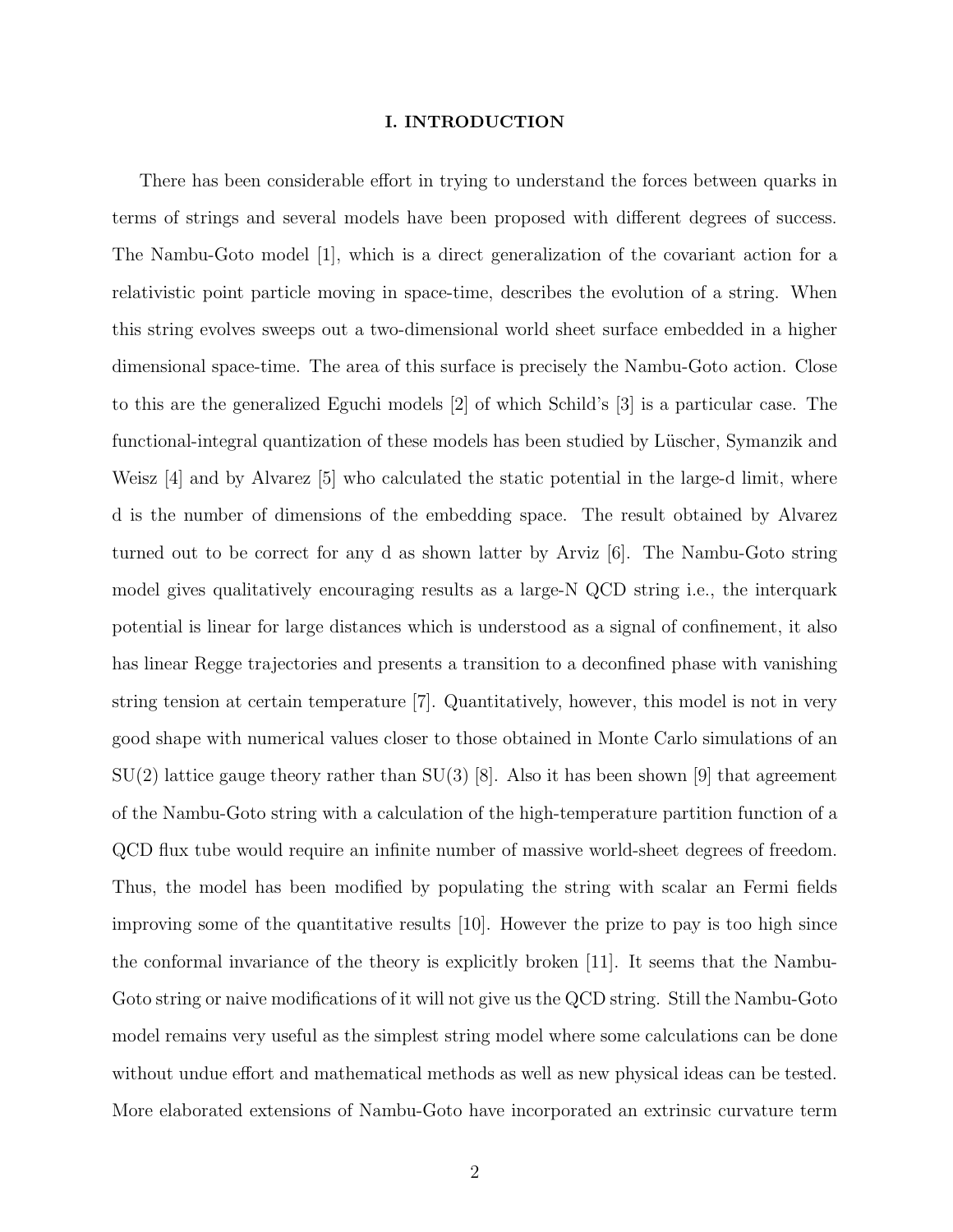## I. INTRODUCTION

There has been considerable effort in trying to understand the forces between quarks in terms of strings and several models have been proposed with different degrees of success. The Nambu-Goto model [1], which is a direct generalization of the covariant action for a relativistic point particle moving in space-time, describes the evolution of a string. When this string evolves sweeps out a two-dimensional world sheet surface embedded in a higher dimensional space-time. The area of this surface is precisely the Nambu-Goto action. Close to this are the generalized Eguchi models [2] of which Schild's [3] is a particular case. The functional-integral quantization of these models has been studied by Lüscher, Symanzik and Weisz [4] and by Alvarez [5] who calculated the static potential in the large-d limit, where d is the number of dimensions of the embedding space. The result obtained by Alvarez turned out to be correct for any d as shown latter by Arviz [6]. The Nambu-Goto string model gives qualitatively encouraging results as a large-N QCD string i.e., the interquark potential is linear for large distances which is understood as a signal of confinement, it also has linear Regge trajectories and presents a transition to a deconfined phase with vanishing string tension at certain temperature [7]. Quantitatively, however, this model is not in very good shape with numerical values closer to those obtained in Monte Carlo simulations of an SU(2) lattice gauge theory rather than SU(3) [8]. Also it has been shown [9] that agreement of the Nambu-Goto string with a calculation of the high-temperature partition function of a QCD flux tube would require an infinite number of massive world-sheet degrees of freedom. Thus, the model has been modified by populating the string with scalar an Fermi fields improving some of the quantitative results [10]. However the prize to pay is too high since the conformal invariance of the theory is explicitly broken [11]. It seems that the Nambu-Goto string or naive modifications of it will not give us the QCD string. Still the Nambu-Goto model remains very useful as the simplest string model where some calculations can be done without undue effort and mathematical methods as well as new physical ideas can be tested. More elaborated extensions of Nambu-Goto have incorporated an extrinsic curvature term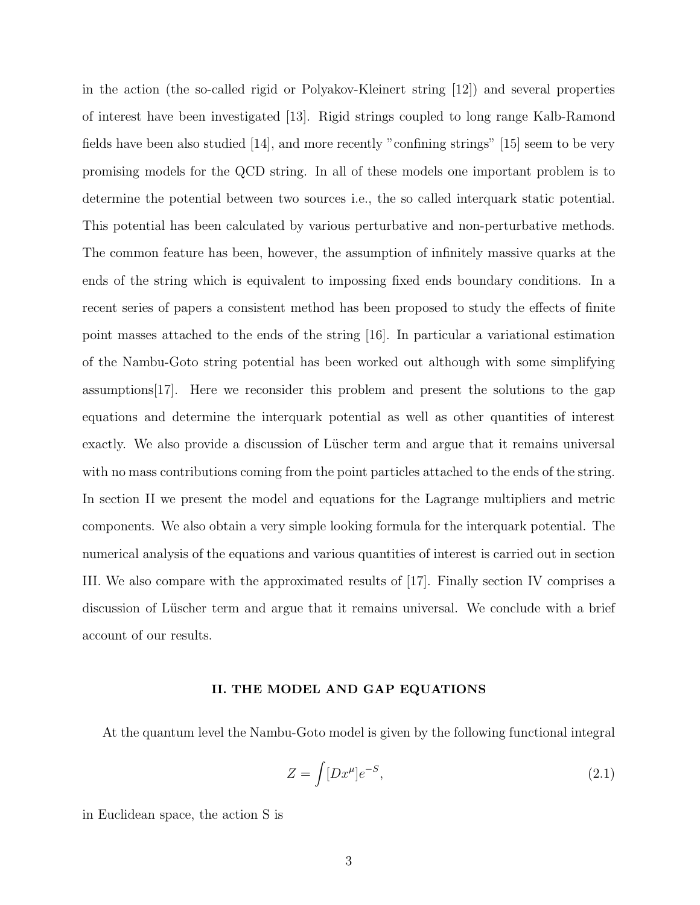in the action (the so-called rigid or Polyakov-Kleinert string [12]) and several properties of interest have been investigated [13]. Rigid strings coupled to long range Kalb-Ramond fields have been also studied [14], and more recently "confining strings" [15] seem to be very promising models for the QCD string. In all of these models one important problem is to determine the potential between two sources i.e., the so called interquark static potential. This potential has been calculated by various perturbative and non-perturbative methods. The common feature has been, however, the assumption of infinitely massive quarks at the ends of the string which is equivalent to impossing fixed ends boundary conditions. In a recent series of papers a consistent method has been proposed to study the effects of finite point masses attached to the ends of the string [16]. In particular a variational estimation of the Nambu-Goto string potential has been worked out although with some simplifying assumptions[17]. Here we reconsider this problem and present the solutions to the gap equations and determine the interquark potential as well as other quantities of interest exactly. We also provide a discussion of Lüscher term and argue that it remains universal with no mass contributions coming from the point particles attached to the ends of the string. In section II we present the model and equations for the Lagrange multipliers and metric components. We also obtain a very simple looking formula for the interquark potential. The numerical analysis of the equations and various quantities of interest is carried out in section III. We also compare with the approximated results of [17]. Finally section IV comprises a discussion of Lüscher term and argue that it remains universal. We conclude with a brief account of our results.

## II. THE MODEL AND GAP EQUATIONS

At the quantum level the Nambu-Goto model is given by the following functional integral

$$Z = \int [Dx^{\mu}] e^{-S}, \tag{2.1}$$

in Euclidean space, the action S is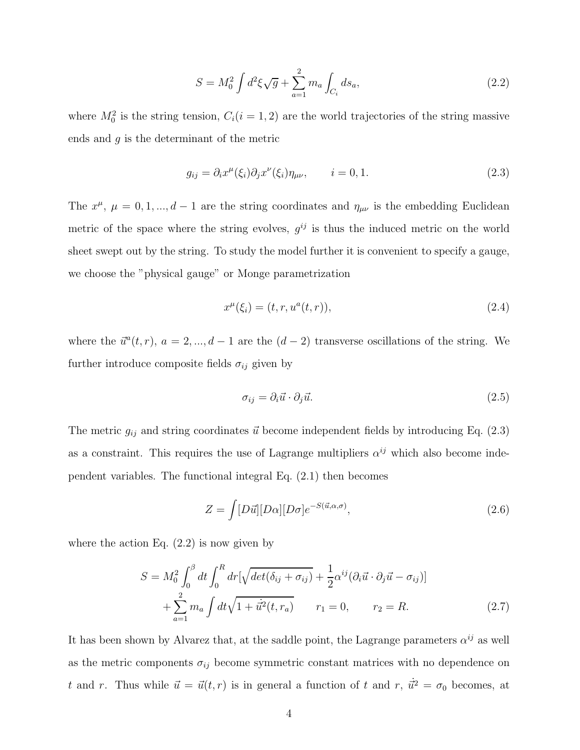$$
S = M_0^2 \int d^2\xi \sqrt{g} + \sum_{a=1}^{2} m_a \int_{C_i} ds_a, \tag{2.2}
$$

where $M_0^2$ is the string tension, $C_i (i = 1, 2)$ are the world trajectories of the string massive ends and $g$ is the determinant of the metric

$$
g_{ij} = \partial_i x^\mu(\xi_i) \partial_j x^\nu(\xi_i) \eta_{\mu\nu}, \qquad i = 0, 1. \tag{2.3}
$$

The $x^\mu$, $\mu = 0, 1, ..., d-1$ are the string coordinates and $\eta_{\mu\nu}$ is the embedding Euclidean metric of the space where the string evolves, $g^{ij}$ is thus the induced metric on the world sheet swept out by the string. To study the model further it is convenient to specify a gauge, we choose the "physical gauge" or Monge parametrization

$$
x^\mu(\xi_i) = (t, r, u^a(t, r)), \tag{2.4}
$$

where the $\vec{u}^a(t, r)$, $a = 2, ..., d-1$ are the $(d-2)$ transverse oscillations of the string. We further introduce composite fields $\sigma_{ij}$ given by

$$
\sigma_{ij} = \partial_i \vec{u} \cdot \partial_j \vec{u}. \tag{2.5}
$$

The metric $g_{ij}$ and string coordinates $\vec{u}$ become independent fields by introducing Eq. (2.3) as a constraint. This requires the use of Lagrange multipliers $\alpha^{ij}$ which also become independent variables. The functional integral Eq. (2.1) then becomes

$$
Z = \int [D\vec{u}][D\alpha][D\sigma] e^{-S(\vec{u}, \alpha, \sigma)}, \tag{2.6}
$$

where the action Eq. (2.2) is now given by

$$
\begin{aligned}
S = M_0^2 \int_0^\beta dt \int_0^R dr [\sqrt{det(\delta_{ij} + \sigma_{ij})} + \frac{1}{2}\alpha^{ij}(\partial_i \vec{u} \cdot \partial_j \vec{u} - \sigma_{ij})] \\
+ \sum_{a=1}^{2} m_a \int dt \sqrt{1 + \dot{\vec{u}}^2(t, r_a)} \qquad r_1 = 0, \qquad r_2 = R.
\end{aligned} \tag{2.7}
$$

It has been shown by Alvarez that, at the saddle point, the Lagrange parameters $\alpha^{ij}$ as well as the metric components $\sigma_{ij}$ become symmetric constant matrices with no dependence on $t$ and $r$. Thus while $\vec{u} = \vec{u}(t, r)$ is in general a function of $t$ and $r$, $\dot{\vec{u}}^2 = \sigma_0$ becomes, at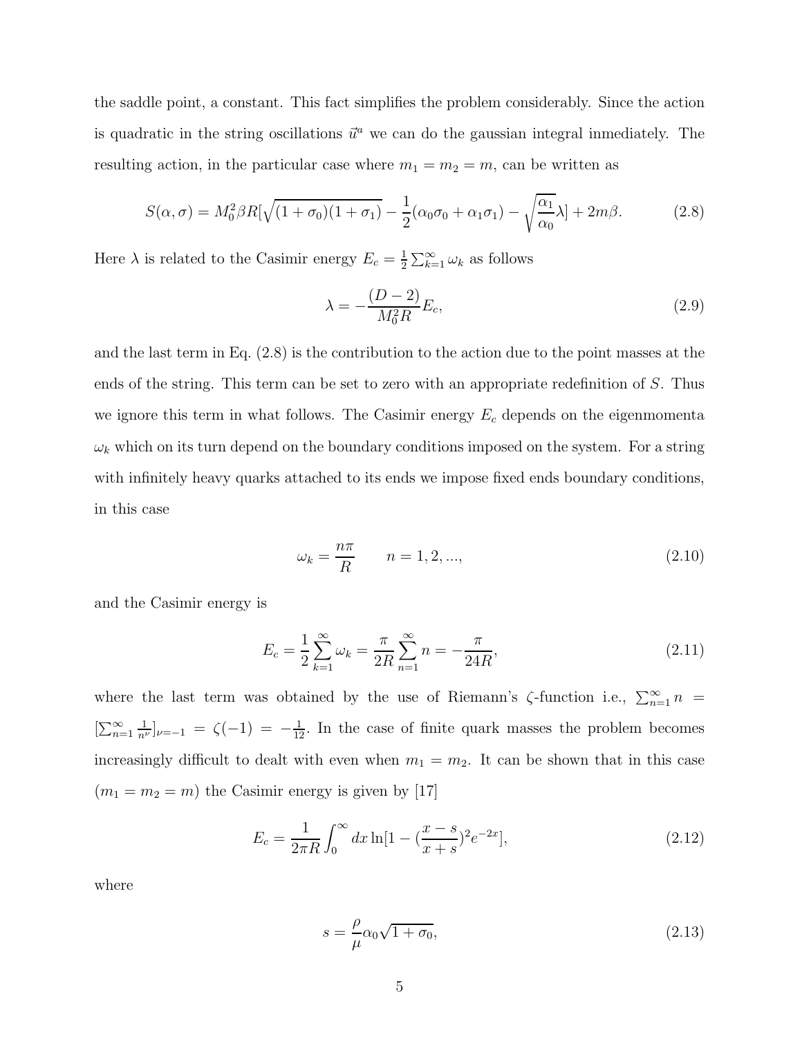the saddle point, a constant. This fact simplifies the problem considerably. Since the action is quadratic in the string oscillations $\vec{u}^a$ we can do the gaussian integral inmediately. The resulting action, in the particular case where $m_1 = m_2 = m$, can be written as

$$S(\alpha, \sigma) = M_0^2 \beta R[\sqrt{(1+\sigma_0)(1+\sigma_1)} - \frac{1}{2}(\alpha_0\sigma_0 + \alpha_1\sigma_1) - \sqrt{\frac{\alpha_1}{\alpha_0}}\lambda] + 2m\beta. \tag{2.8}$$

Here $\lambda$ is related to the Casimir energy $E_c = \frac{1}{2}\sum_{k=1}^{\infty}\omega_k$ as follows

$$\lambda = -\frac{(D-2)}{M_0^2 R}E_c, \tag{2.9}$$

and the last term in Eq. (2.8) is the contribution to the action due to the point masses at the ends of the string. This term can be set to zero with an appropriate redefinition of $S$. Thus we ignore this term in what follows. The Casimir energy $E_c$ depends on the eigenmomenta $\omega_k$ which on its turn depend on the boundary conditions imposed on the system. For a string with infinitely heavy quarks attached to its ends we impose fixed ends boundary conditions, in this case

$$\omega_k = \frac{n\pi}{R} \qquad n = 1, 2, ..., \tag{2.10}$$

and the Casimir energy is

$$E_c = \frac{1}{2}\sum_{k=1}^{\infty}\omega_k = \frac{\pi}{2R}\sum_{n=1}^{\infty} n = -\frac{\pi}{24R}, \tag{2.11}$$

where the last term was obtained by the use of Riemann's $\zeta$-function i.e., $\sum_{n=1}^{\infty} n = [\sum_{n=1}^{\infty}\frac{1}{n^\nu}]_{\nu=-1} = \zeta(-1) = -\frac{1}{12}$. In the case of finite quark masses the problem becomes increasingly difficult to dealt with even when $m_1 = m_2$. It can be shown that in this case $(m_1 = m_2 = m)$ the Casimir energy is given by [17]

$$E_c = \frac{1}{2\pi R}\int_0^{\infty} dx \ln[1 - (\frac{x-s}{x+s})^2 e^{-2x}], \tag{2.12}$$

where

$$s = \frac{\rho}{\mu}\alpha_0\sqrt{1+\sigma_0}, \tag{2.13}$$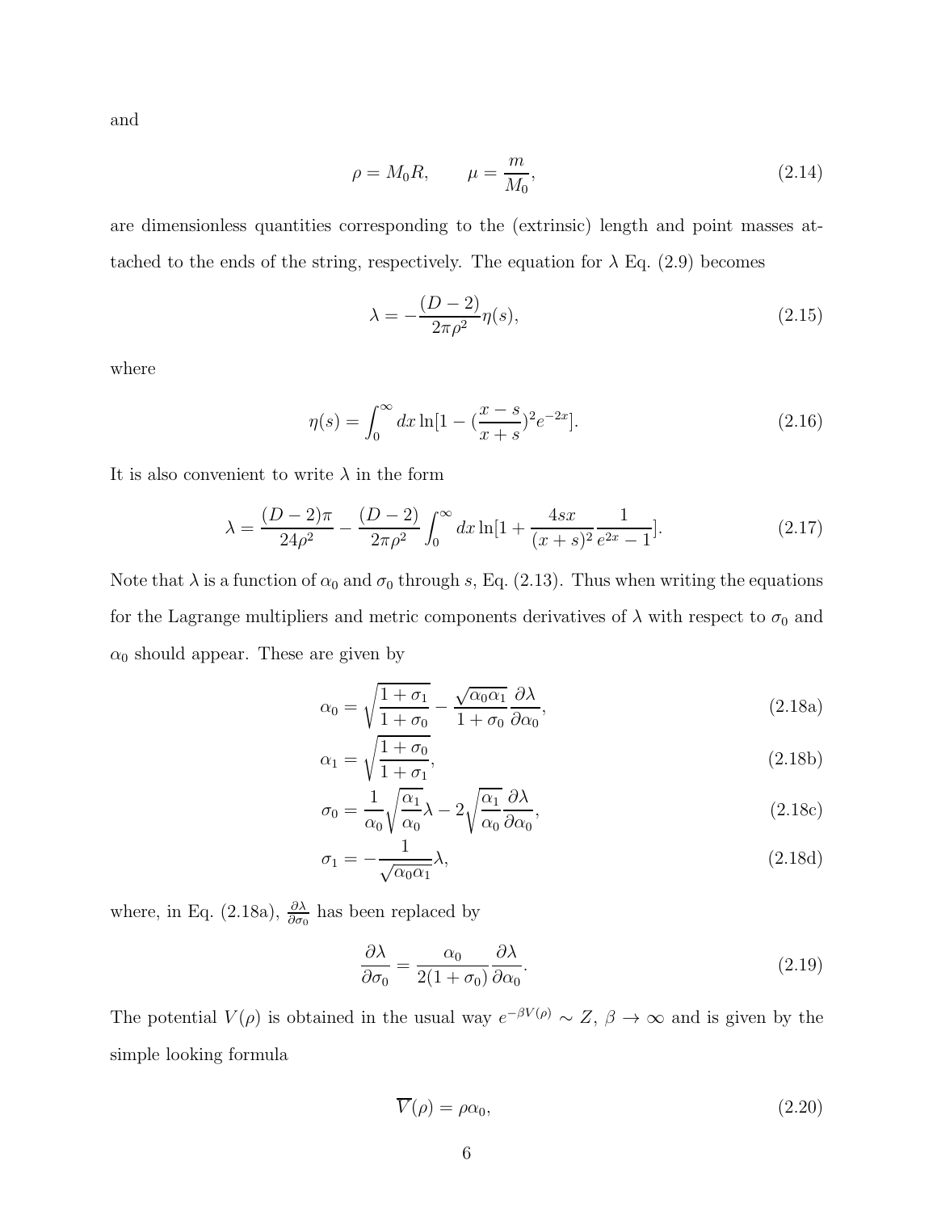and

$$\rho = M_0 R, \qquad \mu = \frac{m}{M_0}, \tag{2.14}$$

are dimensionless quantities corresponding to the (extrinsic) length and point masses attached to the ends of the string, respectively. The equation for $\lambda$ Eq. (2.9) becomes

$$\lambda = -\frac{(D-2)}{2\pi\rho^2}\eta(s), \tag{2.15}$$

where

$$\eta(s) = \int_0^\infty dx \ln[1 - (\frac{x-s}{x+s})^2 e^{-2x}]. \tag{2.16}$$

It is also convenient to write $\lambda$ in the form

$$\lambda = \frac{(D-2)\pi}{24\rho^2} - \frac{(D-2)}{2\pi\rho^2}\int_0^\infty dx \ln[1 + \frac{4sx}{(x+s)^2}\frac{1}{e^{2x}-1}]. \tag{2.17}$$

Note that $\lambda$ is a function of $\alpha_0$ and $\sigma_0$ through $s$, Eq. (2.13). Thus when writing the equations for the Lagrange multipliers and metric components derivatives of $\lambda$ with respect to $\sigma_0$ and $\alpha_0$ should appear. These are given by

$$\alpha_0 = \sqrt{\frac{1+\sigma_1}{1+\sigma_0}} - \frac{\sqrt{\alpha_0\alpha_1}}{1+\sigma_0}\frac{\partial\lambda}{\partial\alpha_0}, \tag{2.18a}$$

$$\alpha_1 = \sqrt{\frac{1+\sigma_0}{1+\sigma_1}}, \tag{2.18b}$$

$$\sigma_0 = \frac{1}{\alpha_0}\sqrt{\frac{\alpha_1}{\alpha_0}}\lambda - 2\sqrt{\frac{\alpha_1}{\alpha_0}}\frac{\partial\lambda}{\partial\alpha_0}, \tag{2.18c}$$

$$\sigma_1 = -\frac{1}{\sqrt{\alpha_0\alpha_1}}\lambda, \tag{2.18d}$$

where, in Eq. (2.18a), $\frac{\partial\lambda}{\partial\sigma_0}$ has been replaced by

$$\frac{\partial\lambda}{\partial\sigma_0} = \frac{\alpha_0}{2(1+\sigma_0)}\frac{\partial\lambda}{\partial\alpha_0}. \tag{2.19}$$

The potential $V(\rho)$ is obtained in the usual way $e^{-\beta V(\rho)} \sim Z$, $\beta \to \infty$ and is given by the simple looking formula

$$\overline{V}(\rho) = \rho\alpha_0, \tag{2.20}$$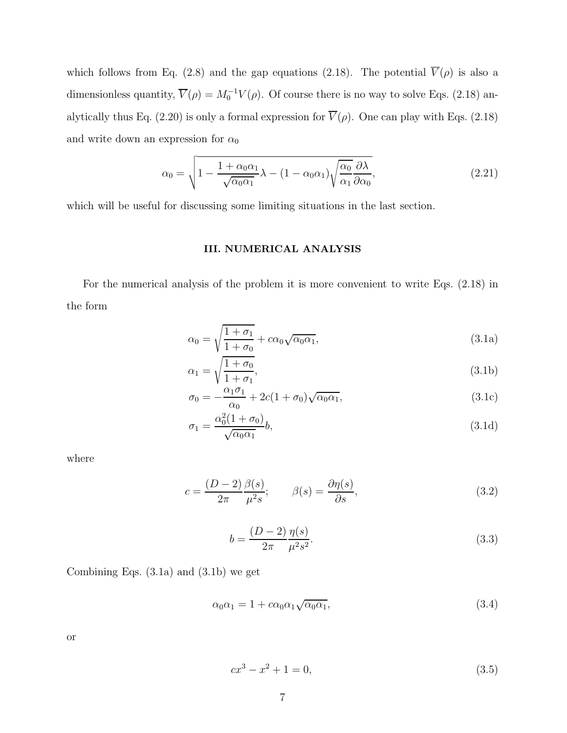which follows from Eq. (2.8) and the gap equations (2.18). The potential $\overline{V}(\rho)$ is also a dimensionless quantity, $\overline{V}(\rho) = M_0^{-1}V(\rho)$. Of course there is no way to solve Eqs. (2.18) analytically thus Eq. (2.20) is only a formal expression for $\overline{V}(\rho)$. One can play with Eqs. (2.18) and write down an expression for $\alpha_0$

$$
\alpha_0 = \sqrt{1 - \frac{1+\alpha_0\alpha_1}{\sqrt{\alpha_0\alpha_1}}\lambda - (1-\alpha_0\alpha_1)\sqrt{\frac{\alpha_0}{\alpha_1}}\frac{\partial\lambda}{\partial\alpha_0}}, \tag{2.21}
$$

which will be useful for discussing some limiting situations in the last section.

## III. NUMERICAL ANALYSIS

For the numerical analysis of the problem it is more convenient to write Eqs. (2.18) in the form

$$
\alpha_0 = \sqrt{\frac{1+\sigma_1}{1+\sigma_0}} + c\alpha_0\sqrt{\alpha_0\alpha_1}, \tag{3.1a}
$$

$$
\alpha_1 = \sqrt{\frac{1+\sigma_0}{1+\sigma_1}}, \tag{3.1b}
$$

$$
\sigma_0 = -\frac{\alpha_1\sigma_1}{\alpha_0} + 2c(1+\sigma_0)\sqrt{\alpha_0\alpha_1}, \tag{3.1c}
$$

$$
\sigma_1 = \frac{\alpha_0^2(1+\sigma_0)}{\sqrt{\alpha_0\alpha_1}}b, \tag{3.1d}
$$

where

$$
c = \frac{(D-2)}{2\pi}\frac{\beta(s)}{\mu^2 s}; \qquad \beta(s) = \frac{\partial\eta(s)}{\partial s}, \tag{3.2}
$$

$$
b = \frac{(D-2)}{2\pi}\frac{\eta(s)}{\mu^2 s^2}. \tag{3.3}
$$

Combining Eqs. (3.1a) and (3.1b) we get

$$
\alpha_0\alpha_1 = 1 + c\alpha_0\alpha_1\sqrt{\alpha_0\alpha_1}, \tag{3.4}
$$

or

$$
cx^3 - x^2 + 1 = 0, \tag{3.5}
$$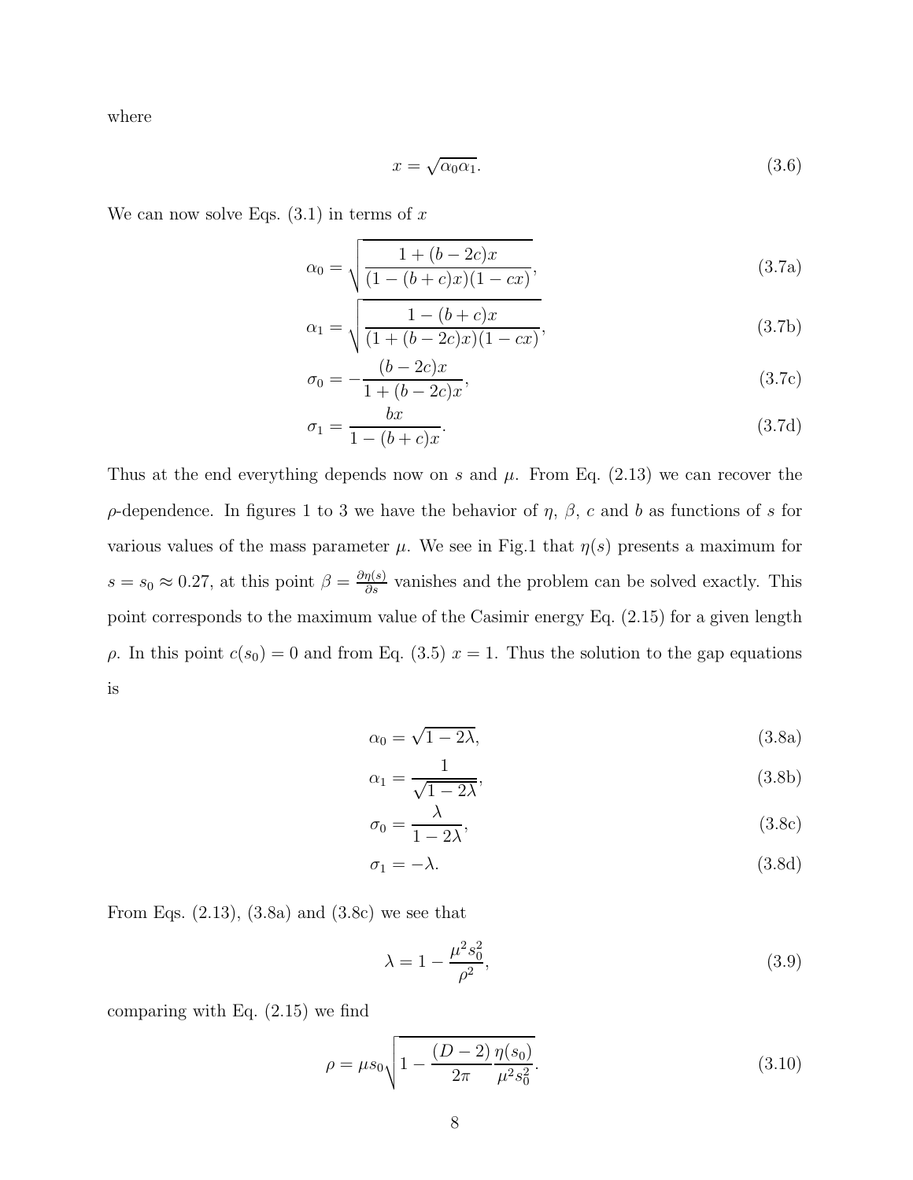where

$$x = \sqrt{\alpha_0 \alpha_1}. \tag{3.6}$$

We can now solve Eqs. (3.1) in terms of $x$

$$\alpha_0 = \sqrt{\frac{1 + (b - 2c)x}{(1 - (b + c)x)(1 - cx)}}, \tag{3.7a}$$

$$\alpha_1 = \sqrt{\frac{1 - (b + c)x}{(1 + (b - 2c)x)(1 - cx)}}, \tag{3.7b}$$

$$\sigma_0 = -\frac{(b - 2c)x}{1 + (b - 2c)x}, \tag{3.7c}$$

$$\sigma_1 = \frac{bx}{1 - (b + c)x}. \tag{3.7d}$$

Thus at the end everything depends now on $s$ and $\mu$. From Eq. (2.13) we can recover the $\rho$-dependence. In figures 1 to 3 we have the behavior of $\eta$, $\beta$, $c$ and $b$ as functions of $s$ for various values of the mass parameter $\mu$. We see in Fig.1 that $\eta(s)$ presents a maximum for $s = s_0 \approx 0.27$, at this point $\beta = \frac{\partial \eta(s)}{\partial s}$ vanishes and the problem can be solved exactly. This point corresponds to the maximum value of the Casimir energy Eq. (2.15) for a given length $\rho$. In this point $c(s_0) = 0$ and from Eq. (3.5) $x = 1$. Thus the solution to the gap equations is

$$\alpha_0 = \sqrt{1 - 2\lambda}, \tag{3.8a}$$

$$\alpha_1 = \frac{1}{\sqrt{1 - 2\lambda}}, \tag{3.8b}$$

$$\sigma_0 = \frac{\lambda}{1 - 2\lambda}, \tag{3.8c}$$

$$\sigma_1 = -\lambda. \tag{3.8d}$$

From Eqs. (2.13), (3.8a) and (3.8c) we see that

$$\lambda = 1 - \frac{\mu^2 s_0^2}{\rho^2}, \tag{3.9}$$

comparing with Eq. (2.15) we find

$$\rho = \mu s_0 \sqrt{1 - \frac{(D - 2)}{2\pi} \frac{\eta(s_0)}{\mu^2 s_0^2}}. \tag{3.10}$$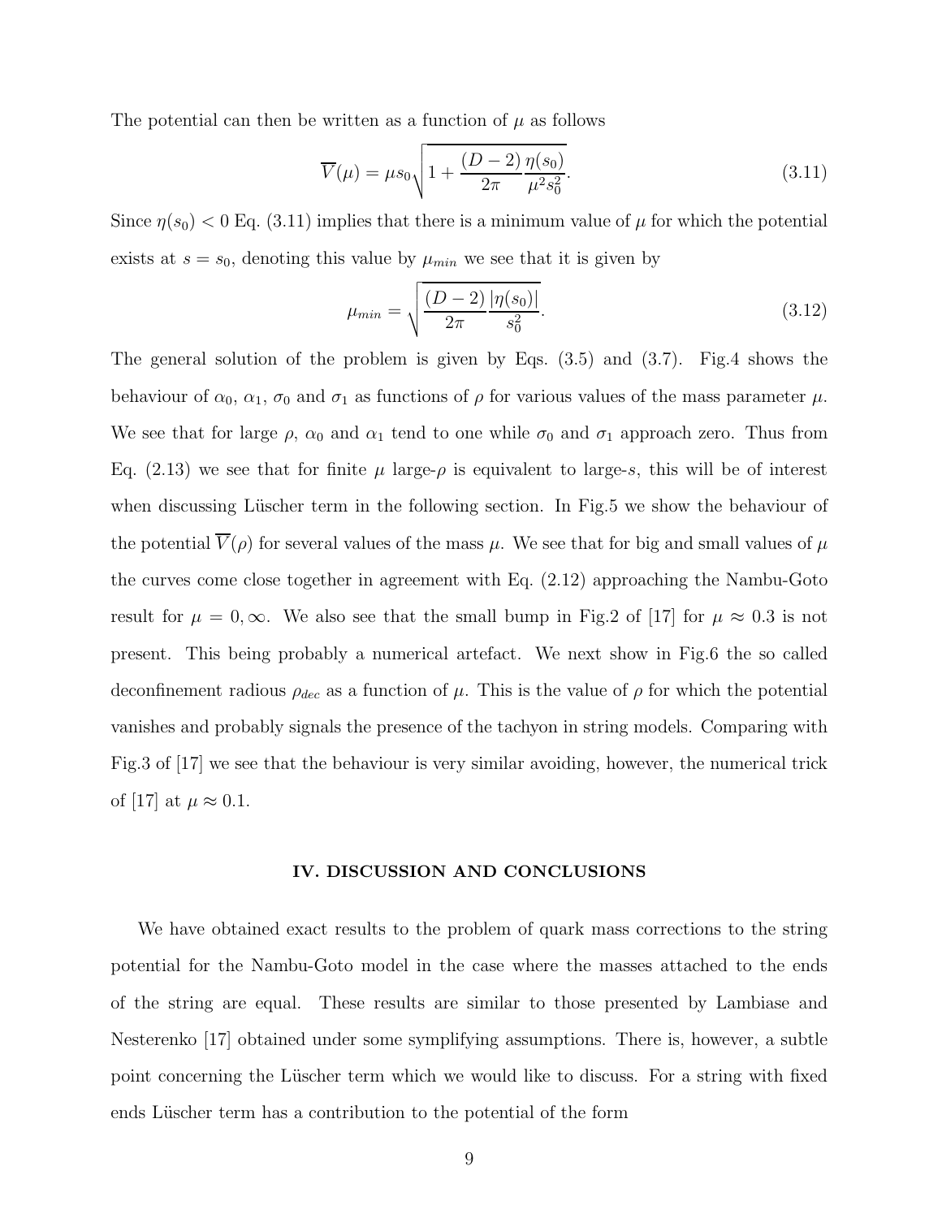The potential can then be written as a function of $\mu$ as follows

$$\overline{V}(\mu) = \mu s_0 \sqrt{1 + \frac{(D-2)}{2\pi} \frac{\eta(s_0)}{\mu^2 s_0^2}}. \tag{3.11}$$

Since $\eta(s_0) < 0$ Eq. (3.11) implies that there is a minimum value of $\mu$ for which the potential exists at $s = s_0$, denoting this value by $\mu_{min}$ we see that it is given by

$$\mu_{min} = \sqrt{\frac{(D-2)}{2\pi} \frac{|\eta(s_0)|}{s_0^2}}. \tag{3.12}$$

The general solution of the problem is given by Eqs. (3.5) and (3.7). Fig.4 shows the behaviour of $\alpha_0$, $\alpha_1$, $\sigma_0$ and $\sigma_1$ as functions of $\rho$ for various values of the mass parameter $\mu$. We see that for large $\rho$, $\alpha_0$ and $\alpha_1$ tend to one while $\sigma_0$ and $\sigma_1$ approach zero. Thus from Eq. (2.13) we see that for finite $\mu$ large-$\rho$ is equivalent to large-$s$, this will be of interest when discussing Lüscher term in the following section. In Fig.5 we show the behaviour of the potential $\overline{V}(\rho)$ for several values of the mass $\mu$. We see that for big and small values of $\mu$ the curves come close together in agreement with Eq. (2.12) approaching the Nambu-Goto result for $\mu = 0, \infty$. We also see that the small bump in Fig.2 of [17] for $\mu \approx 0.3$ is not present. This being probably a numerical artefact. We next show in Fig.6 the so called deconfinement radious $\rho_{dec}$ as a function of $\mu$. This is the value of $\rho$ for which the potential vanishes and probably signals the presence of the tachyon in string models. Comparing with Fig.3 of [17] we see that the behaviour is very similar avoiding, however, the numerical trick of [17] at $\mu \approx 0.1$.

## IV. DISCUSSION AND CONCLUSIONS

We have obtained exact results to the problem of quark mass corrections to the string potential for the Nambu-Goto model in the case where the masses attached to the ends of the string are equal. These results are similar to those presented by Lambiase and Nesterenko [17] obtained under some symplifying assumptions. There is, however, a subtle point concerning the Lüscher term which we would like to discuss. For a string with fixed ends Lüscher term has a contribution to the potential of the form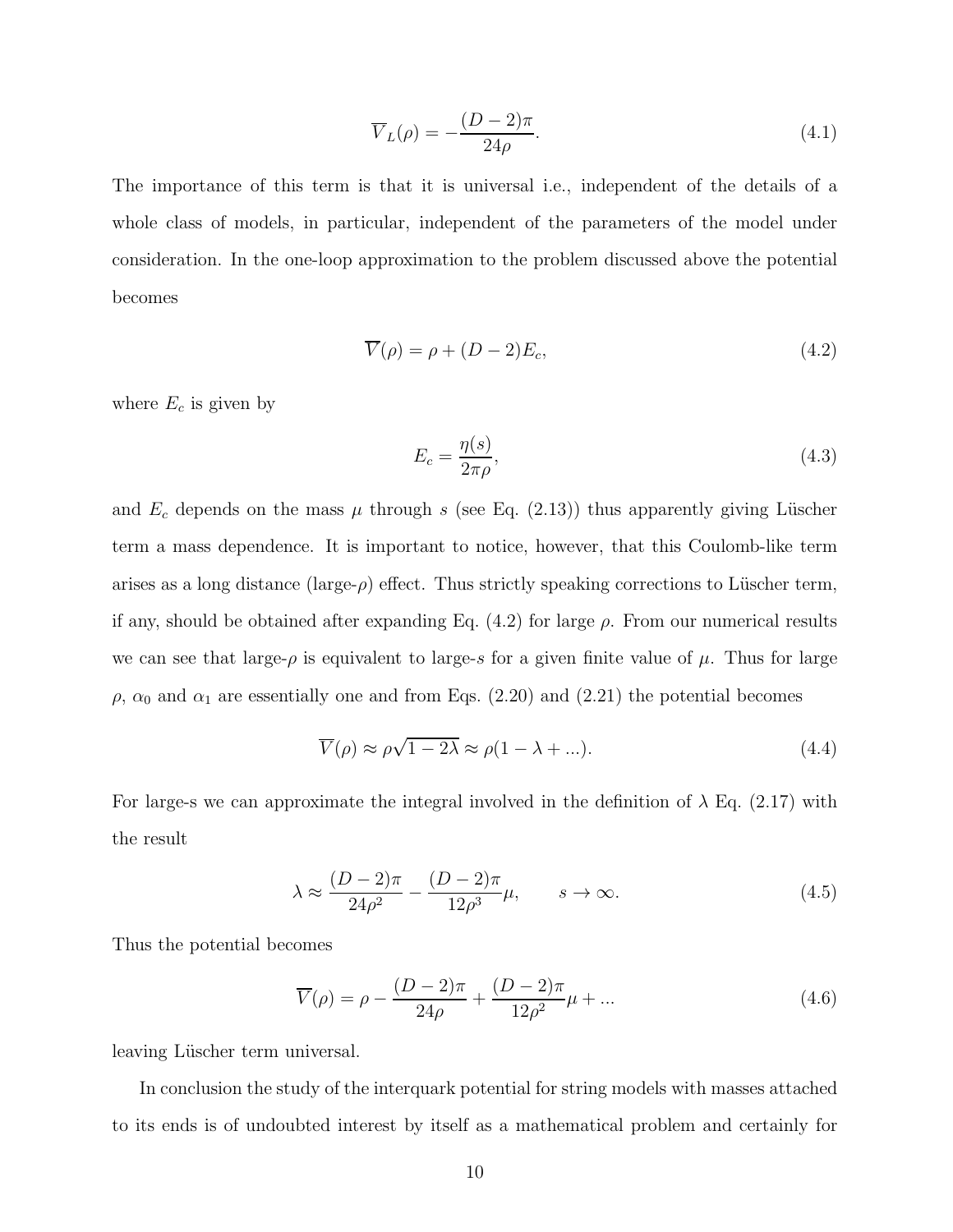$$\overline{V}_L(\rho) = -\frac{(D-2)\pi}{24\rho}. \tag{4.1}$$

The importance of this term is that it is universal i.e., independent of the details of a whole class of models, in particular, independent of the parameters of the model under consideration. In the one-loop approximation to the problem discussed above the potential becomes

$$\overline{V}(\rho) = \rho + (D-2)E_c, \tag{4.2}$$

where $E_c$ is given by

$$E_c = \frac{\eta(s)}{2\pi\rho}, \tag{4.3}$$

and $E_c$ depends on the mass $\mu$ through $s$ (see Eq. (2.13)) thus apparently giving Lüscher term a mass dependence. It is important to notice, however, that this Coulomb-like term arises as a long distance (large-$\rho$) effect. Thus strictly speaking corrections to Lüscher term, if any, should be obtained after expanding Eq. (4.2) for large $\rho$. From our numerical results we can see that large-$\rho$ is equivalent to large-$s$ for a given finite value of $\mu$. Thus for large $\rho$, $\alpha_0$ and $\alpha_1$ are essentially one and from Eqs. (2.20) and (2.21) the potential becomes

$$\overline{V}(\rho) \approx \rho\sqrt{1-2\lambda} \approx \rho(1-\lambda+...). \tag{4.4}$$

For large-s we can approximate the integral involved in the definition of $\lambda$ Eq. (2.17) with the result

$$\lambda \approx \frac{(D-2)\pi}{24\rho^2} - \frac{(D-2)\pi}{12\rho^3}\mu, \qquad s \to \infty. \tag{4.5}$$

Thus the potential becomes

$$\overline{V}(\rho) = \rho - \frac{(D-2)\pi}{24\rho} + \frac{(D-2)\pi}{12\rho^2}\mu + ... \tag{4.6}$$

leaving Lüscher term universal.

In conclusion the study of the interquark potential for string models with masses attached to its ends is of undoubted interest by itself as a mathematical problem and certainly for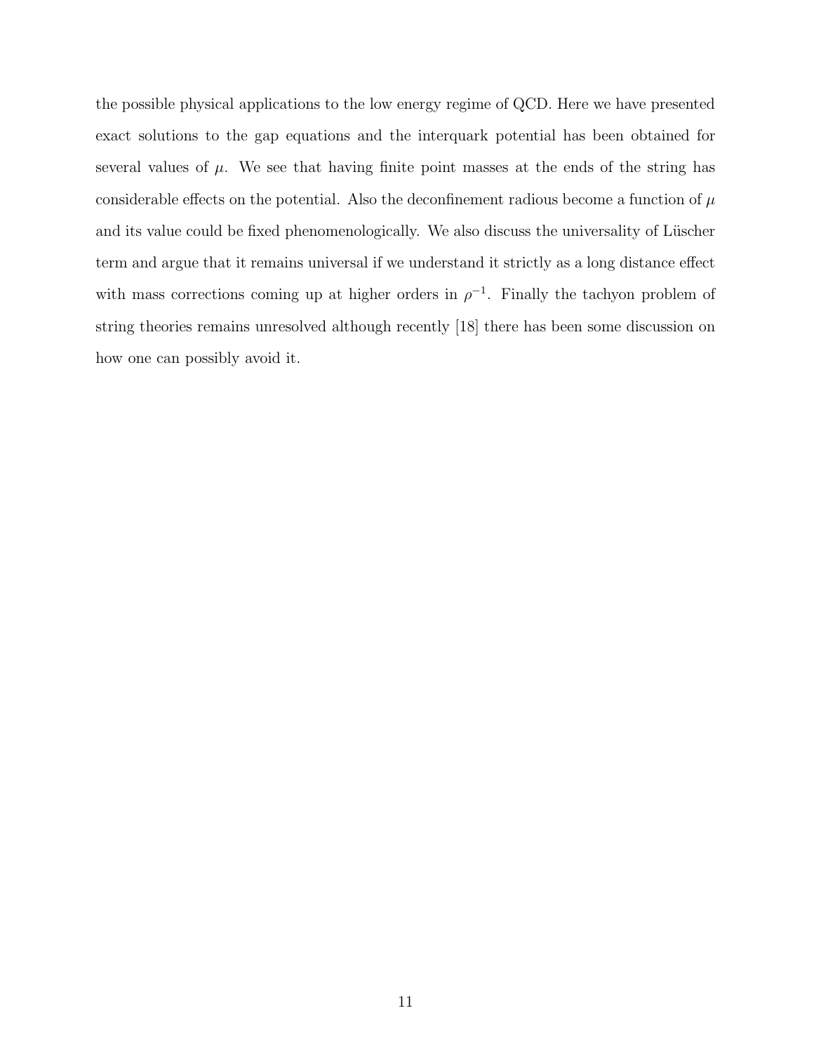the possible physical applications to the low energy regime of QCD. Here we have presented exact solutions to the gap equations and the interquark potential has been obtained for several values of $\mu$. We see that having finite point masses at the ends of the string has considerable effects on the potential. Also the deconfinement radious become a function of $\mu$ and its value could be fixed phenomenologically. We also discuss the universality of Lüscher term and argue that it remains universal if we understand it strictly as a long distance effect with mass corrections coming up at higher orders in $\rho^{-1}$. Finally the tachyon problem of string theories remains unresolved although recently [18] there has been some discussion on how one can possibly avoid it.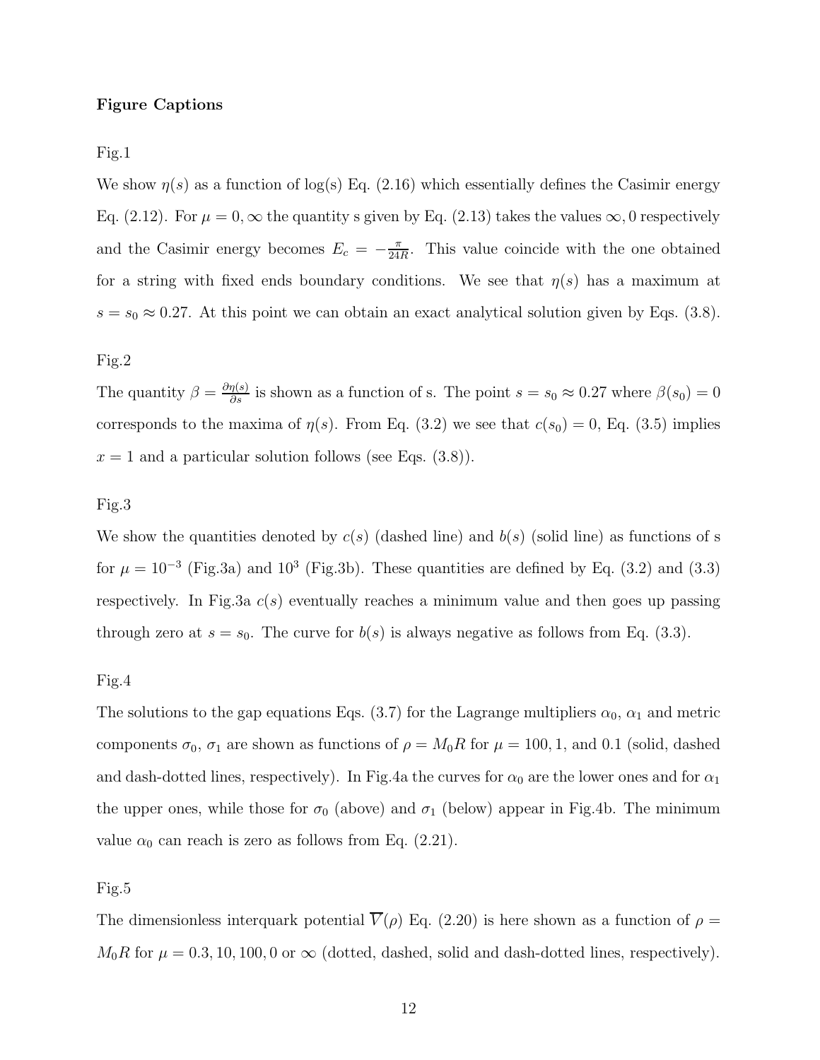**Figure Captions**

Fig.1

We show $\eta(s)$ as a function of log(s) Eq. (2.16) which essentially defines the Casimir energy Eq. (2.12). For $\mu = 0, \infty$ the quantity s given by Eq. (2.13) takes the values $\infty, 0$ respectively and the Casimir energy becomes $E_c = -\frac{\pi}{24R}$. This value coincide with the one obtained for a string with fixed ends boundary conditions. We see that $\eta(s)$ has a maximum at $s = s_0 \approx 0.27$. At this point we can obtain an exact analytical solution given by Eqs. (3.8).

Fig.2

The quantity $\beta = \frac{\partial \eta(s)}{\partial s}$ is shown as a function of s. The point $s = s_0 \approx 0.27$ where $\beta(s_0) = 0$ corresponds to the maxima of $\eta(s)$. From Eq. (3.2) we see that $c(s_0) = 0$, Eq. (3.5) implies $x = 1$ and a particular solution follows (see Eqs. (3.8)).

Fig.3

We show the quantities denoted by $c(s)$ (dashed line) and $b(s)$ (solid line) as functions of s for $\mu = 10^{-3}$ (Fig.3a) and $10^3$ (Fig.3b). These quantities are defined by Eq. (3.2) and (3.3) respectively. In Fig.3a $c(s)$ eventually reaches a minimum value and then goes up passing through zero at $s = s_0$. The curve for $b(s)$ is always negative as follows from Eq. (3.3).

Fig.4

The solutions to the gap equations Eqs. (3.7) for the Lagrange multipliers $\alpha_0$, $\alpha_1$ and metric components $\sigma_0$, $\sigma_1$ are shown as functions of $\rho = M_0 R$ for $\mu = 100, 1,$ and $0.1$ (solid, dashed and dash-dotted lines, respectively). In Fig.4a the curves for $\alpha_0$ are the lower ones and for $\alpha_1$ the upper ones, while those for $\sigma_0$ (above) and $\sigma_1$ (below) appear in Fig.4b. The minimum value $\alpha_0$ can reach is zero as follows from Eq. (2.21).

Fig.5

The dimensionless interquark potential $\overline{V}(\rho)$ Eq. (2.20) is here shown as a function of $\rho = M_0 R$ for $\mu = 0.3, 10, 100, 0$ or $\infty$ (dotted, dashed, solid and dash-dotted lines, respectively).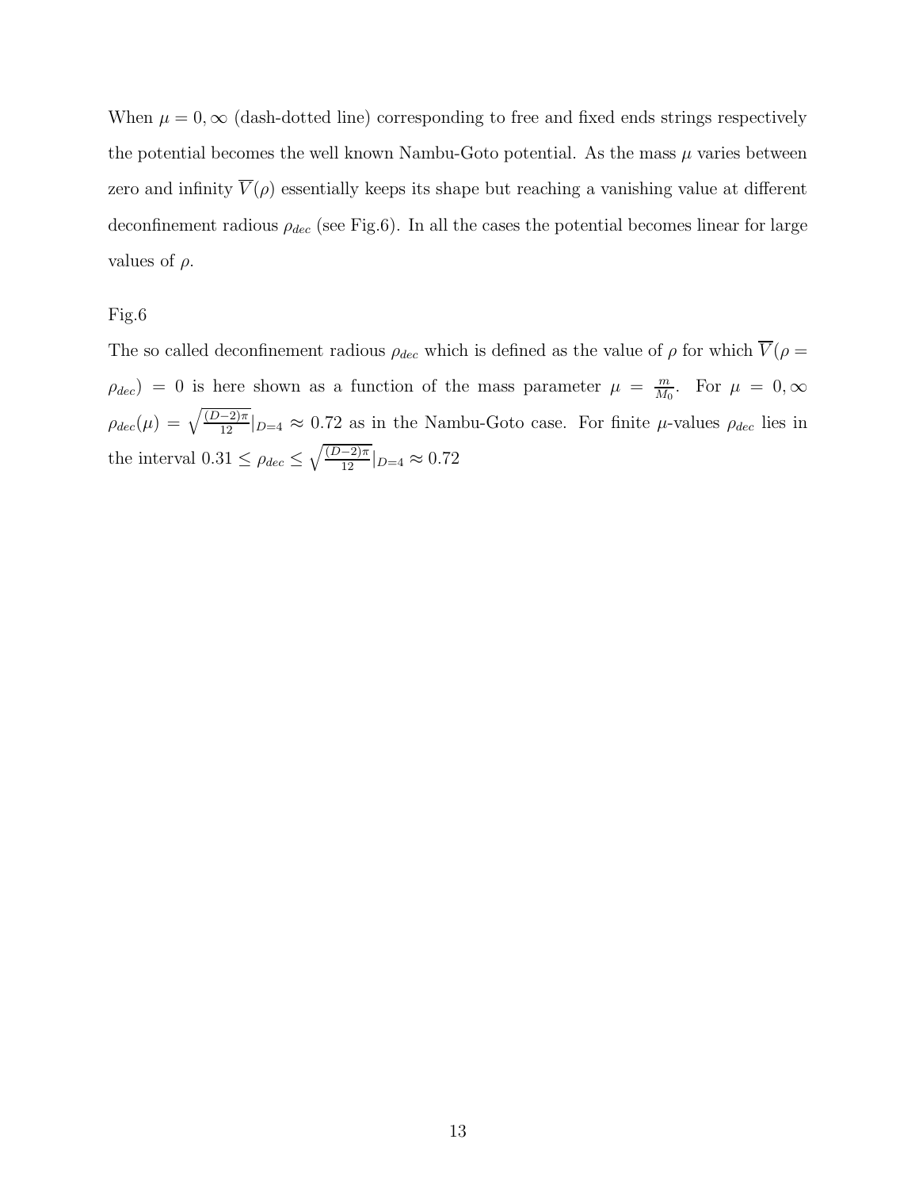When $\mu = 0, \infty$ (dash-dotted line) corresponding to free and fixed ends strings respectively the potential becomes the well known Nambu-Goto potential. As the mass $\mu$ varies between zero and infinity $\overline{V}(\rho)$ essentially keeps its shape but reaching a vanishing value at different deconfinement radious $\rho_{dec}$ (see Fig.6). In all the cases the potential becomes linear for large values of $\rho$.

Fig.6

The so called deconfinement radious $\rho_{dec}$ which is defined as the value of $\rho$ for which $\overline{V}(\rho = \rho_{dec}) = 0$ is here shown as a function of the mass parameter $\mu = \frac{m}{M_0}$. For $\mu = 0, \infty$ $\rho_{dec}(\mu) = \sqrt{\frac{(D-2)\pi}{12}}|_{D=4} \approx 0.72$ as in the Nambu-Goto case. For finite $\mu$-values $\rho_{dec}$ lies in the interval $0.31 \leq \rho_{dec} \leq \sqrt{\frac{(D-2)\pi}{12}}|_{D=4} \approx 0.72$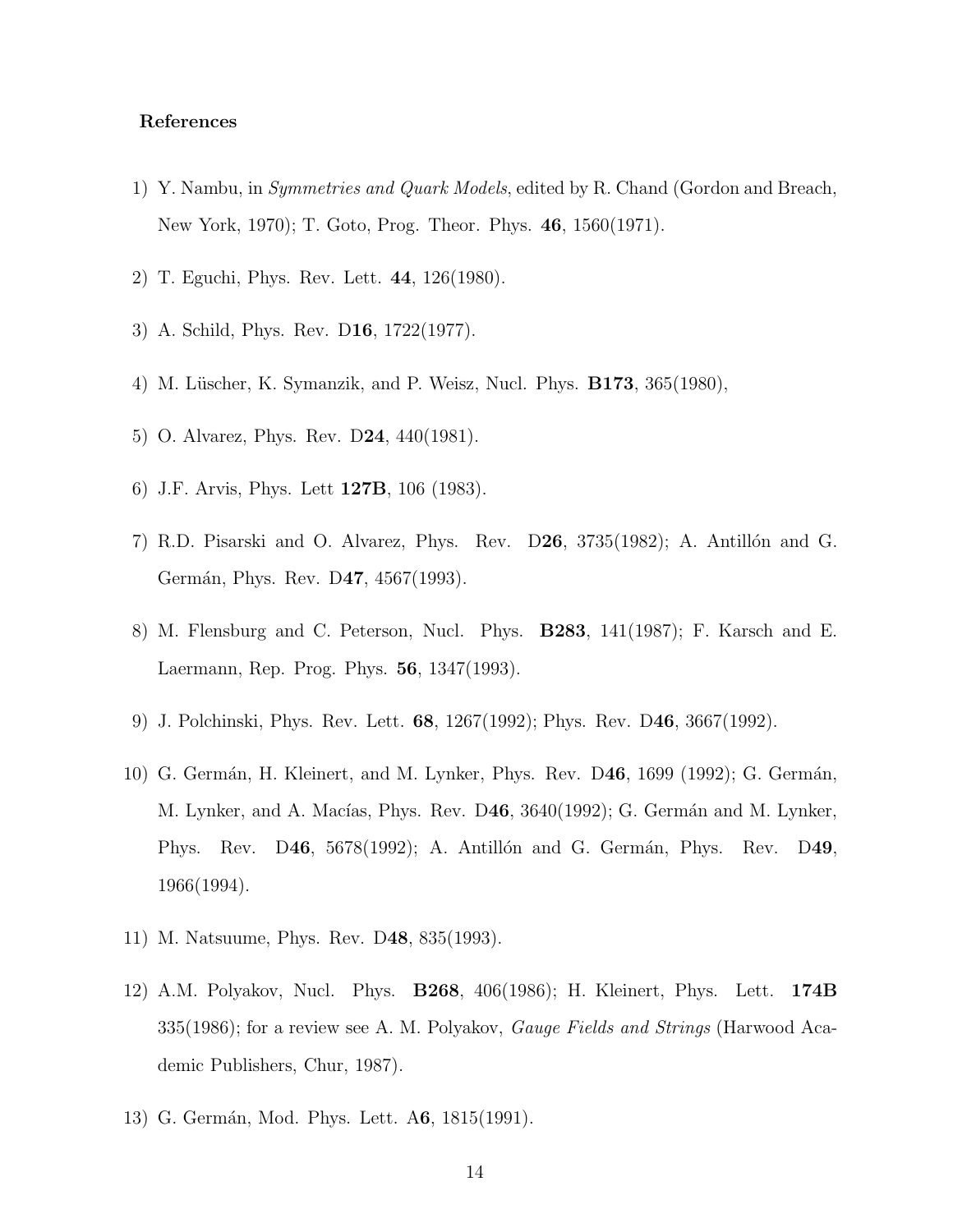**References**

1) Y. Nambu, in *Symmetries and Quark Models*, edited by R. Chand (Gordon and Breach, New York, 1970); T. Goto, Prog. Theor. Phys. **46**, 1560(1971).

2) T. Eguchi, Phys. Rev. Lett. **44**, 126(1980).

3) A. Schild, Phys. Rev. D**16**, 1722(1977).

4) M. Lüscher, K. Symanzik, and P. Weisz, Nucl. Phys. **B173**, 365(1980),

5) O. Alvarez, Phys. Rev. D**24**, 440(1981).

6) J.F. Arvis, Phys. Lett **127B**, 106 (1983).

7) R.D. Pisarski and O. Alvarez, Phys. Rev. D**26**, 3735(1982); A. Antillón and G. Germán, Phys. Rev. D**47**, 4567(1993).

8) M. Flensburg and C. Peterson, Nucl. Phys. **B283**, 141(1987); F. Karsch and E. Laermann, Rep. Prog. Phys. **56**, 1347(1993).

9) J. Polchinski, Phys. Rev. Lett. **68**, 1267(1992); Phys. Rev. D**46**, 3667(1992).

10) G. Germán, H. Kleinert, and M. Lynker, Phys. Rev. D**46**, 1699 (1992); G. Germán, M. Lynker, and A. Macías, Phys. Rev. D**46**, 3640(1992); G. Germán and M. Lynker, Phys. Rev. D**46**, 5678(1992); A. Antillón and G. Germán, Phys. Rev. D**49**, 1966(1994).

11) M. Natsuume, Phys. Rev. D**48**, 835(1993).

12) A.M. Polyakov, Nucl. Phys. **B268**, 406(1986); H. Kleinert, Phys. Lett. **174B** 335(1986); for a review see A. M. Polyakov, *Gauge Fields and Strings* (Harwood Academic Publishers, Chur, 1987).

13) G. Germán, Mod. Phys. Lett. A**6**, 1815(1991).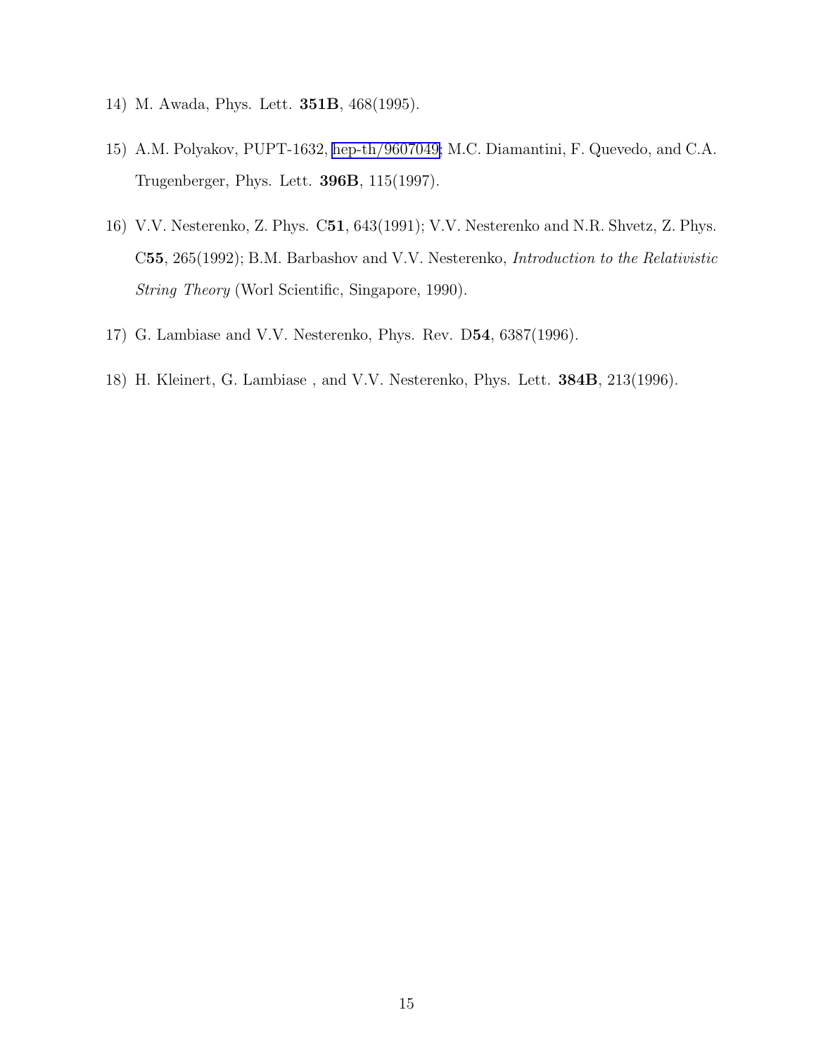14) M. Awada, Phys. Lett. **351B**, 468(1995).

15) A.M. Polyakov, PUPT-1632, hep-th/9607049; M.C. Diamantini, F. Quevedo, and C.A. Trugenberger, Phys. Lett. **396B**, 115(1997).

16) V.V. Nesterenko, Z. Phys. C**51**, 643(1991); V.V. Nesterenko and N.R. Shvetz, Z. Phys. C**55**, 265(1992); B.M. Barbashov and V.V. Nesterenko, *Introduction to the Relativistic String Theory* (Worl Scientific, Singapore, 1990).

17) G. Lambiase and V.V. Nesterenko, Phys. Rev. D**54**, 6387(1996).

18) H. Kleinert, G. Lambiase , and V.V. Nesterenko, Phys. Lett. **384B**, 213(1996).